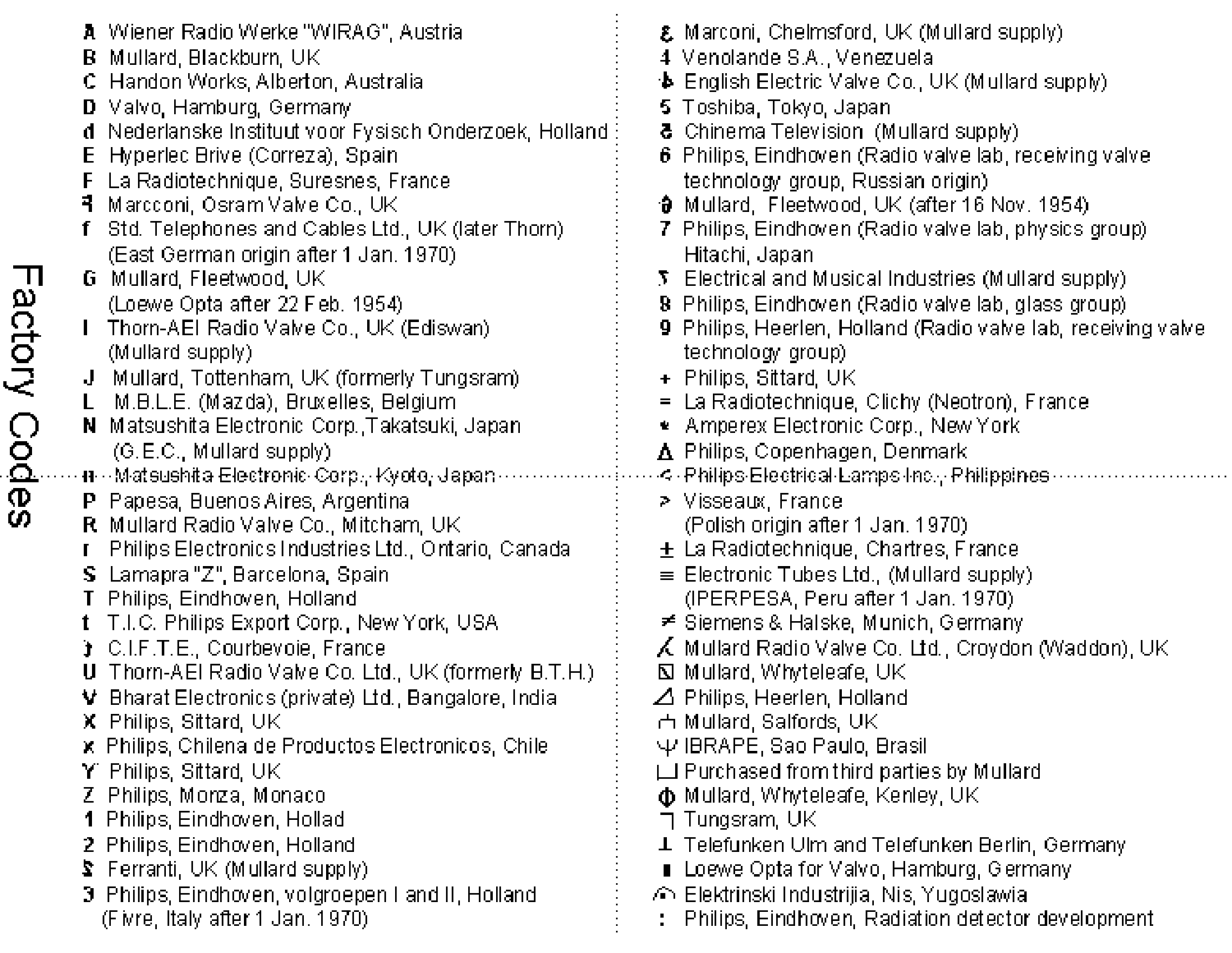# Factory Codes

- **A** Wiener Radio Werke "WIRAG", Austria
- **B** Mullard, Blackburn, UK
- **C** Handon Works, Alberton, Australia
- **D** Valvo, Hamburg, Germany
- **d** Nederlanske Instituut voor Fysisch Onderzoek, Holland
- **E** Hyperlec Brive (Correza), Spain
- **F** La Radiotechnique, Suresnes, France
- **ꟻ** Marcconi, Osram Valve Co., UK
- **f** Std. Telephones and Cables Ltd., UK (later Thorn) (East German origin after 1 Jan. 1970)
- **G** Mullard, Fleetwood, UK (Loewe Opta after 22 Feb. 1954)
- **I** Thorn-AEI Radio Valve Co., UK (Ediswan) (Mullard supply)
- **J** Mullard, Tottenham, UK (formerly Tungsram)
- **L** M.B.L.E. (Mazda), Bruxelles, Belgium
- **N** Matsushita Electronic Corp.,Takatsuki, Japan (G.E.C., Mullard supply)
- **n** ~~Matsushita Electronic Corp., Kyoto, Japan~~
- **P** Papesa, Buenos Aires, Argentina
- **R** Mullard Radio Valve Co., Mitcham, UK
- **r** Philips Electronics Industries Ltd., Ontario, Canada
- **S** Lamapra "Z", Barcelona, Spain
- **T** Philips, Eindhoven, Holland
- **t** T.I.C. Philips Export Corp., New York, USA
- **ƚ** C.I.F.T.E., Courbevoie, France
- **U** Thorn-AEI Radio Valve Co. Ltd., UK (formerly B.T.H.)
- **V** Bharat Electronics (private) Ltd., Bangalore, India
- **X** Philips, Sittard, UK
- **x** Philips, Chilena de Productos Electronicos, Chile
- **Y** Philips, Sittard, UK
- **Z** Philips, Monza, Monaco
- **1** Philips, Eindhoven, Hollad
- **2** Philips, Eindhoven, Holland
- **ꙅ** Ferranti, UK (Mullard supply)
- **3** Philips, Eindhoven, volgroepen I and II, Holland (Fivre, Italy after 1 Jan. 1970)
- **Ɛ** Marconi, Chelmsford, UK (Mullard supply)
- **4** Venolande S.A., Venezuela
- **ɥ** English Electric Valve Co., UK (Mullard supply)
- **5** Toshiba, Tokyo, Japan
- **ꙅ** Chinema Television (Mullard supply)
- **6** Philips, Eindhoven (Radio valve lab, receiving valve technology group, Russian origin)
- **ϑ** Mullard, Fleetwood, UK (after 16 Nov. 1954)
- **7** Philips, Eindhoven (Radio valve lab, physics group) Hitachi, Japan
- **ꓶ** Electrical and Musical Industries (Mullard supply)
- **8** Philips, Eindhoven (Radio valve lab, glass group)
- **9** Philips, Heerlen, Holland (Radio valve lab, receiving valve technology group)
- **+** Philips, Sittard, UK
- **=** La Radiotechnique, Clichy (Neotron), France
- **⁎** Amperex Electronic Corp., New York
- **Δ** Philips, Copenhagen, Denmark
- **<** ~~Philips Electrical Lamps Inc., Philippines~~
- **>** Visseaux, France (Polish origin after 1 Jan. 1970)
- **±** La Radiotechnique, Chartres, France
- **≡** Electronic Tubes Ltd., (Mullard supply) (IPERPESA, Peru after 1 Jan. 1970)
- **≠** Siemens & Halske, Munich, Germany
- **ㄨ** Mullard Radio Valve Co. Ltd., Croydon (Waddon), UK
- **⊠** Mullard, Whyteleafe, UK
- **⊿** Philips, Heerlen, Holland
- **⊓** Mullard, Salfords, UK
- **Ψ** IBRAPE, Sao Paulo, Brasil
- **⊔** Purchased from third parties by Mullard
- **Φ** Mullard, Whyteleafe, Kenley, UK
- **˥** Tungsram, UK
- **⊥** Telefunken Ulm and Telefunken Berlin, Germany
- **▮** Loewe Opta for Valvo, Hamburg, Germany
- **⌒** Elektrinski Industrijia, Nis, Yugoslawia
- **:** Philips, Eindhoven, Radiation detector development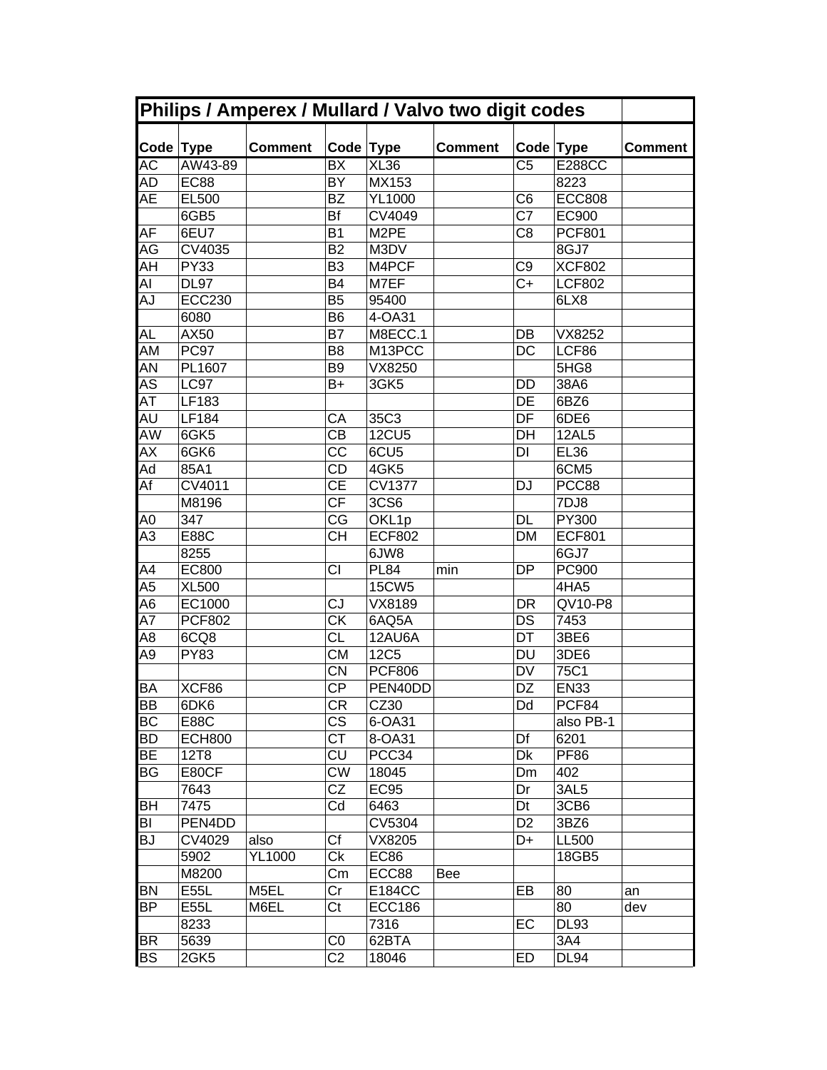| Philips / Amperex / Mullard / Valvo two digit codes | | | | | | | | |
|---|---|---|---|---|---|---|---|---|
| **Code** | **Type** | **Comment** | **Code** | **Type** | **Comment** | **Code** | **Type** | **Comment** |
| AC | AW43-89 | | BX | XL36 | | C5 | E288CC | |
| AD | EC88 | | BY | MX153 | | | 8223 | |
| AE | EL500 | | BZ | YL1000 | | C6 | ECC808 | |
| | 6GB5 | | Bf | CV4049 | | C7 | EC900 | |
| AF | 6EU7 | | B1 | M2PE | | C8 | PCF801 | |
| AG | CV4035 | | B2 | M3DV | | | 8GJ7 | |
| AH | PY33 | | B3 | M4PCF | | C9 | XCF802 | |
| AI | DL97 | | B4 | M7EF | | C+ | LCF802 | |
| AJ | ECC230 | | B5 | 95400 | | | 6LX8 | |
| | 6080 | | B6 | 4-OA31 | | | | |
| AL | AX50 | | B7 | M8ECC.1 | | DB | VX8252 | |
| AM | PC97 | | B8 | M13PCC | | DC | LCF86 | |
| AN | PL1607 | | B9 | VX8250 | | | 5HG8 | |
| AS | LC97 | | B+ | 3GK5 | | DD | 38A6 | |
| AT | LF183 | | | | | DE | 6BZ6 | |
| AU | LF184 | | CA | 35C3 | | DF | 6DE6 | |
| AW | 6GK5 | | CB | 12CU5 | | DH | 12AL5 | |
| AX | 6GK6 | | CC | 6CU5 | | DI | EL36 | |
| Ad | 85A1 | | CD | 4GK5 | | | 6CM5 | |
| Af | CV4011 | | CE | CV1377 | | DJ | PCC88 | |
| | M8196 | | CF | 3CS6 | | | 7DJ8 | |
| A0 | 347 | | CG | OKL1p | | DL | PY300 | |
| A3 | E88C | | CH | ECF802 | | DM | ECF801 | |
| | 8255 | | | 6JW8 | | | 6GJ7 | |
| A4 | EC800 | | CI | PL84 | min | DP | PC900 | |
| A5 | XL500 | | | 15CW5 | | | 4HA5 | |
| A6 | EC1000 | | CJ | VX8189 | | DR | QV10-P8 | |
| A7 | PCF802 | | CK | 6AQ5A | | DS | 7453 | |
| A8 | 6CQ8 | | CL | 12AU6A | | DT | 3BE6 | |
| A9 | PY83 | | CM | 12C5 | | DU | 3DE6 | |
| | | | CN | PCF806 | | DV | 75C1 | |
| BA | XCF86 | | CP | PEN40DD | | DZ | EN33 | |
| BB | 6DK6 | | CR | CZ30 | | Dd | PCF84 | |
| BC | E88C | | CS | 6-OA31 | | | also PB-1 | |
| BD | ECH800 | | CT | 8-OA31 | | Df | 6201 | |
| BE | 12T8 | | CU | PCC34 | | Dk | PF86 | |
| BG | E80CF | | CW | 18045 | | Dm | 402 | |
| | 7643 | | CZ | EC95 | | Dr | 3AL5 | |
| BH | 7475 | | Cd | 6463 | | Dt | 3CB6 | |
| BI | PEN4DD | | | CV5304 | | D2 | 3BZ6 | |
| BJ | CV4029 | also | Cf | VX8205 | | D+ | LL500 | |
| | 5902 | YL1000 | Ck | EC86 | | | 18GB5 | |
| | M8200 | | Cm | ECC88 | Bee | | | |
| BN | E55L | M5EL | Cr | E184CC | | EB | 80 | an |
| BP | E55L | M6EL | Ct | ECC186 | | | 80 | dev |
| | 8233 | | | 7316 | | EC | DL93 | |
| BR | 5639 | | C0 | 62BTA | | | 3A4 | |
| BS | 2GK5 | | C2 | 18046 | | ED | DL94 | |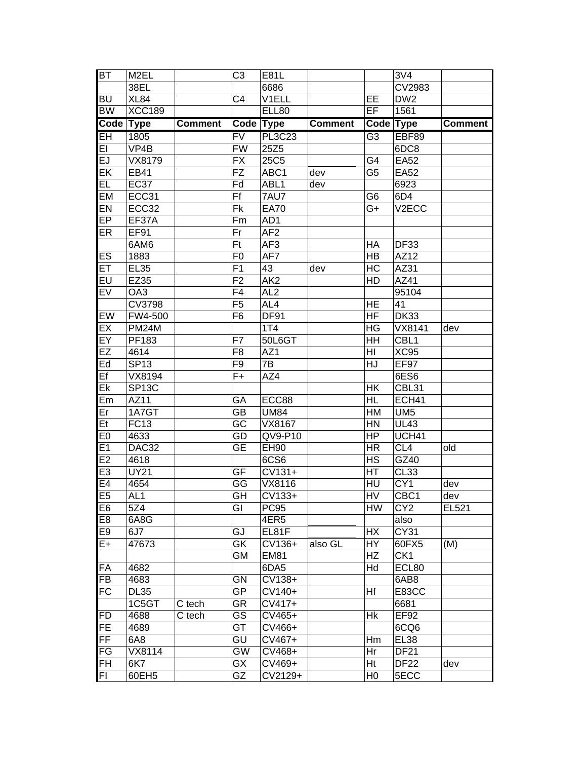| | | | | | | | | |
|---|---|---|---|---|---|---|---|---|
| BT | M2EL | | C3 | E81L | | | 3V4 | |
| | 38EL | | | 6686 | | | CV2983 | |
| BU | XL84 | | C4 | V1ELL | | EE | DW2 | |
| BW | XCC189 | | | ELL80 | | EF | 1561 | |
| **Code** | **Type** | **Comment** | **Code** | **Type** | **Comment** | **Code** | **Type** | **Comment** |
| EH | 1805 | | FV | PL3C23 | | G3 | EBF89 | |
| EI | VP4B | | FW | 25Z5 | | | 6DC8 | |
| EJ | VX8179 | | FX | 25C5 | | G4 | EA52 | |
| EK | EB41 | | FZ | ABC1 | dev | G5 | EA52 | |
| EL | EC37 | | Fd | ABL1 | dev | | 6923 | |
| EM | ECC31 | | Ff | 7AU7 | | G6 | 6D4 | |
| EN | ECC32 | | Fk | EA70 | | G+ | V2ECC | |
| EP | EF37A | | Fm | AD1 | | | | |
| ER | EF91 | | Fr | AF2 | | | | |
| | 6AM6 | | Ft | AF3 | | HA | DF33 | |
| ES | 1883 | | F0 | AF7 | | HB | AZ12 | |
| ET | EL35 | | F1 | 43 | dev | HC | AZ31 | |
| EU | EZ35 | | F2 | AK2 | | HD | AZ41 | |
| EV | OA3 | | F4 | AL2 | | | 95104 | |
| | CV3798 | | F5 | AL4 | | HE | 41 | |
| EW | FW4-500 | | F6 | DF91 | | HF | DK33 | |
| EX | PM24M | | | 1T4 | | HG | VX8141 | dev |
| EY | PF183 | | F7 | 50L6GT | | HH | CBL1 | |
| EZ | 4614 | | F8 | AZ1 | | HI | XC95 | |
| Ed | SP13 | | F9 | 7B | | HJ | EF97 | |
| Ef | VX8194 | | F+ | AZ4 | | | 6ES6 | |
| Ek | SP13C | | | | | HK | CBL31 | |
| Em | AZ11 | | GA | ECC88 | | HL | ECH41 | |
| Er | 1A7GT | | GB | UM84 | | HM | UM5 | |
| Et | FC13 | | GC | VX8167 | | HN | UL43 | |
| E0 | 4633 | | GD | QV9-P10 | | HP | UCH41 | |
| E1 | DAC32 | | GE | EH90 | | HR | CL4 | old |
| E2 | 4618 | | | 6CS6 | | HS | GZ40 | |
| E3 | UY21 | | GF | CV131+ | | HT | CL33 | |
| E4 | 4654 | | GG | VX8116 | | HU | CY1 | dev |
| E5 | AL1 | | GH | CV133+ | | HV | CBC1 | dev |
| E6 | 5Z4 | | GI | PC95 | | HW | CY2 | EL521 |
| E8 | 6A8G | | | 4ER5 | | | also | |
| E9 | 6J7 | | GJ | EL81F | | HX | CY31 | |
| E+ | 47673 | | GK | CV136+ | also GL | HY | 60FX5 | (M) |
| | | | GM | EM81 | | HZ | CK1 | |
| FA | 4682 | | | 6DA5 | | Hd | ECL80 | |
| FB | 4683 | | GN | CV138+ | | | 6AB8 | |
| FC | DL35 | | GP | CV140+ | | Hf | E83CC | |
| | 1C5GT | C tech | GR | CV417+ | | | 6681 | |
| FD | 4688 | C tech | GS | CV465+ | | Hk | EF92 | |
| FE | 4689 | | GT | CV466+ | | | 6CQ6 | |
| FF | 6A8 | | GU | CV467+ | | Hm | EL38 | |
| FG | VX8114 | | GW | CV468+ | | Hr | DF21 | |
| FH | 6K7 | | GX | CV469+ | | Ht | DF22 | dev |
| FI | 60EH5 | | GZ | CV2129+ | | H0 | 5ECC | |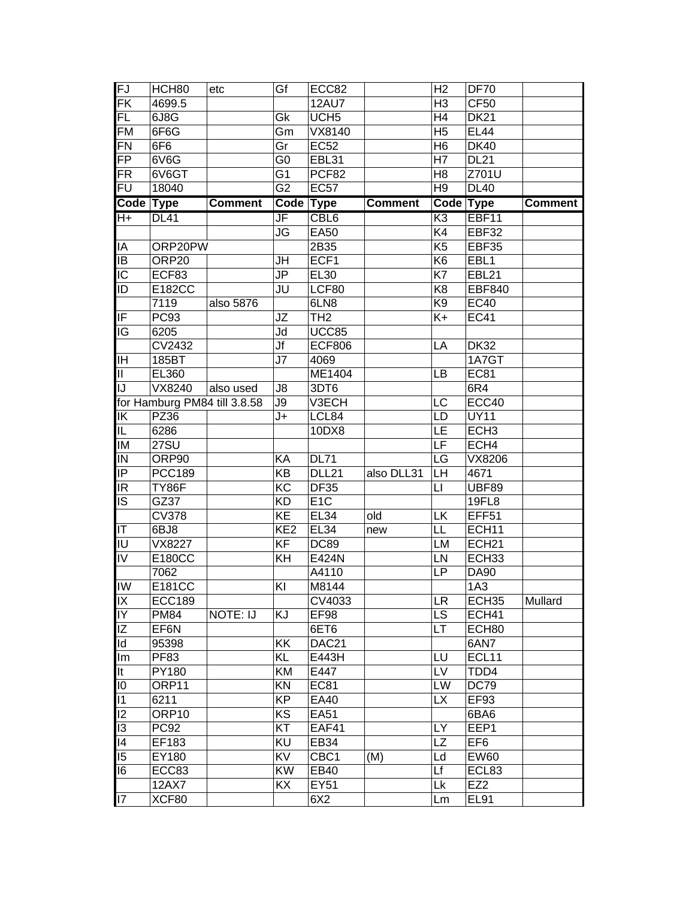| | | | | | | | | |
|---|---|---|---|---|---|---|---|---|
| FJ | HCH80 | etc | Gf | ECC82 | | H2 | DF70 | |
| FK | 4699.5 | | | 12AU7 | | H3 | CF50 | |
| FL | 6J8G | | Gk | UCH5 | | H4 | DK21 | |
| FM | 6F6G | | Gm | VX8140 | | H5 | EL44 | |
| FN | 6F6 | | Gr | EC52 | | H6 | DK40 | |
| FP | 6V6G | | G0 | EBL31 | | H7 | DL21 | |
| FR | 6V6GT | | G1 | PCF82 | | H8 | Z701U | |
| FU | 18040 | | G2 | EC57 | | H9 | DL40 | |
| **Code** | **Type** | **Comment** | **Code** | **Type** | **Comment** | **Code** | **Type** | **Comment** |
| H+ | DL41 | | JF | CBL6 | | K3 | EBF11 | |
| | | | JG | EA50 | | K4 | EBF32 | |
| IA | ORP20PW | | | 2B35 | | K5 | EBF35 | |
| IB | ORP20 | | JH | ECF1 | | K6 | EBL1 | |
| IC | ECF83 | | JP | EL30 | | K7 | EBL21 | |
| ID | E182CC | | JU | LCF80 | | K8 | EBF840 | |
| | 7119 | also 5876 | | 6LN8 | | K9 | EC40 | |
| IF | PC93 | | JZ | TH2 | | K+ | EC41 | |
| IG | 6205 | | Jd | UCC85 | | | | |
| | CV2432 | | Jf | ECF806 | | LA | DK32 | |
| IH | 185BT | | J7 | 4069 | | | 1A7GT | |
| II | EL360 | | | ME1404 | | LB | EC81 | |
| IJ | VX8240 | also used | J8 | 3DT6 | | | 6R4 | |
| for Hamburg PM84 till 3.8.58 | | | J9 | V3ECH | | LC | ECC40 | |
| IK | PZ36 | | J+ | LCL84 | | LD | UY11 | |
| IL | 6286 | | | 10DX8 | | LE | ECH3 | |
| IM | 27SU | | | | | LF | ECH4 | |
| IN | ORP90 | | KA | DL71 | | LG | VX8206 | |
| IP | PCC189 | | KB | DLL21 | also DLL31 | LH | 4671 | |
| IR | TY86F | | KC | DF35 | | LI | UBF89 | |
| IS | GZ37 | | KD | E1C | | | 19FL8 | |
| | CV378 | | KE | EL34 | old | LK | EFF51 | |
| IT | 6BJ8 | | KE2 | EL34 | new | LL | ECH11 | |
| IU | VX8227 | | KF | DC89 | | LM | ECH21 | |
| IV | E180CC | | KH | E424N | | LN | ECH33 | |
| | 7062 | | | A4110 | | LP | DA90 | |
| IW | E181CC | | KI | M8144 | | | 1A3 | |
| IX | ECC189 | | | CV4033 | | LR | ECH35 | Mullard |
| IY | PM84 | NOTE: IJ | KJ | EF98 | | LS | ECH41 | |
| IZ | EF6N | | | 6ET6 | | LT | ECH80 | |
| Id | 95398 | | KK | DAC21 | | | 6AN7 | |
| Im | PF83 | | KL | E443H | | LU | ECL11 | |
| It | PY180 | | KM | E447 | | LV | TDD4 | |
| I0 | ORP11 | | KN | EC81 | | LW | DC79 | |
| I1 | 6211 | | KP | EA40 | | LX | EF93 | |
| I2 | ORP10 | | KS | EA51 | | | 6BA6 | |
| I3 | PC92 | | KT | EAF41 | | LY | EEP1 | |
| I4 | EF183 | | KU | EB34 | | LZ | EF6 | |
| I5 | EY180 | | KV | CBC1 | (M) | Ld | EW60 | |
| I6 | ECC83 | | KW | EB40 | | Lf | ECL83 | |
| | 12AX7 | | KX | EY51 | | Lk | EZ2 | |
| I7 | XCF80 | | | 6X2 | | Lm | EL91 | |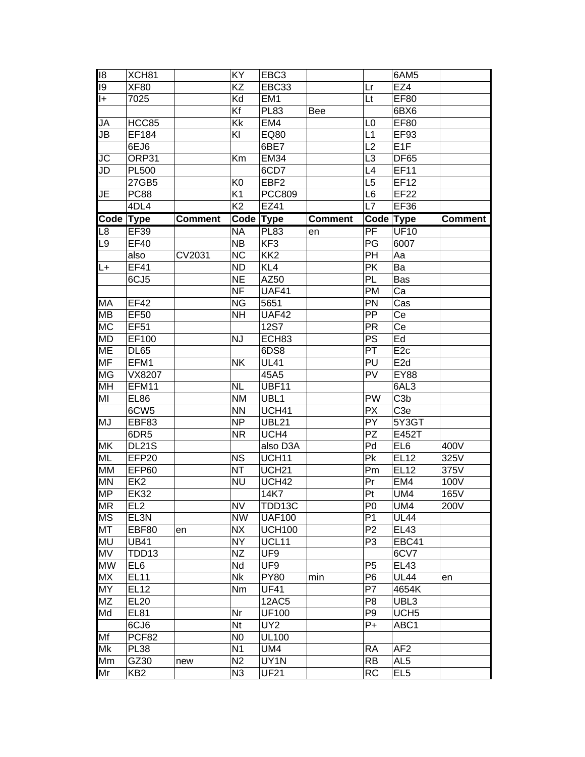| | | | | | | | | |
|---|---|---|---|---|---|---|---|---|
| I8 | XCH81 | | KY | EBC3 | | | 6AM5 | |
| I9 | XF80 | | KZ | EBC33 | | Lr | EZ4 | |
| I+ | 7025 | | Kd | EM1 | | Lt | EF80 | |
| | | | Kf | PL83 | Bee | | 6BX6 | |
| JA | HCC85 | | Kk | EM4 | | L0 | EF80 | |
| JB | EF184 | | Kl | EQ80 | | L1 | EF93 | |
| | 6EJ6 | | | 6BE7 | | L2 | E1F | |
| JC | ORP31 | | Km | EM34 | | L3 | DF65 | |
| JD | PL500 | | | 6CD7 | | L4 | EF11 | |
| | 27GB5 | | K0 | EBF2 | | L5 | EF12 | |
| JE | PC88 | | K1 | PCC809 | | L6 | EF22 | |
| | 4DL4 | | K2 | EZ41 | | L7 | EF36 | |
| **Code** | **Type** | **Comment** | **Code** | **Type** | **Comment** | **Code** | **Type** | **Comment** |
| L8 | EF39 | | NA | PL83 | en | PF | UF10 | |
| L9 | EF40 | | NB | KF3 | | PG | 6007 | |
| | also | CV2031 | NC | KK2 | | PH | Aa | |
| L+ | EF41 | | ND | KL4 | | PK | Ba | |
| | 6CJ5 | | NE | AZ50 | | PL | Bas | |
| | | | NF | UAF41 | | PM | Ca | |
| MA | EF42 | | NG | 5651 | | PN | Cas | |
| MB | EF50 | | NH | UAF42 | | PP | Ce | |
| MC | EF51 | | | 12S7 | | PR | Ce | |
| MD | EF100 | | NJ | ECH83 | | PS | Ed | |
| ME | DL65 | | | 6DS8 | | PT | E2c | |
| MF | EFM1 | | NK | UL41 | | PU | E2d | |
| MG | VX8207 | | | 45A5 | | PV | EY88 | |
| MH | EFM11 | | NL | UBF11 | | | 6AL3 | |
| MI | EL86 | | NM | UBL1 | | PW | C3b | |
| | 6CW5 | | NN | UCH41 | | PX | C3e | |
| MJ | EBF83 | | NP | UBL21 | | PY | 5Y3GT | |
| | 6DR5 | | NR | UCH4 | | PZ | E452T | |
| MK | DL21S | | | also D3A | | Pd | EL6 | 400V |
| ML | EFP20 | | NS | UCH11 | | Pk | EL12 | 325V |
| MM | EFP60 | | NT | UCH21 | | Pm | EL12 | 375V |
| MN | EK2 | | NU | UCH42 | | Pr | EM4 | 100V |
| MP | EK32 | | | 14K7 | | Pt | UM4 | 165V |
| MR | EL2 | | NV | TDD13C | | P0 | UM4 | 200V |
| MS | EL3N | | NW | UAF100 | | P1 | UL44 | |
| MT | EBF80 | en | NX | UCH100 | | P2 | EL43 | |
| MU | UB41 | | NY | UCL11 | | P3 | EBC41 | |
| MV | TDD13 | | NZ | UF9 | | | 6CV7 | |
| MW | EL6 | | Nd | UF9 | | P5 | EL43 | |
| MX | EL11 | | Nk | PY80 | min | P6 | UL44 | en |
| MY | EL12 | | Nm | UF41 | | P7 | 4654K | |
| MZ | EL20 | | | 12AC5 | | P8 | UBL3 | |
| Md | EL81 | | Nr | UF100 | | P9 | UCH5 | |
| | 6CJ6 | | Nt | UY2 | | P+ | ABC1 | |
| Mf | PCF82 | | N0 | UL100 | | | | |
| Mk | PL38 | | N1 | UM4 | | RA | AF2 | |
| Mm | GZ30 | new | N2 | UY1N | | RB | AL5 | |
| Mr | KB2 | | N3 | UF21 | | RC | EL5 | |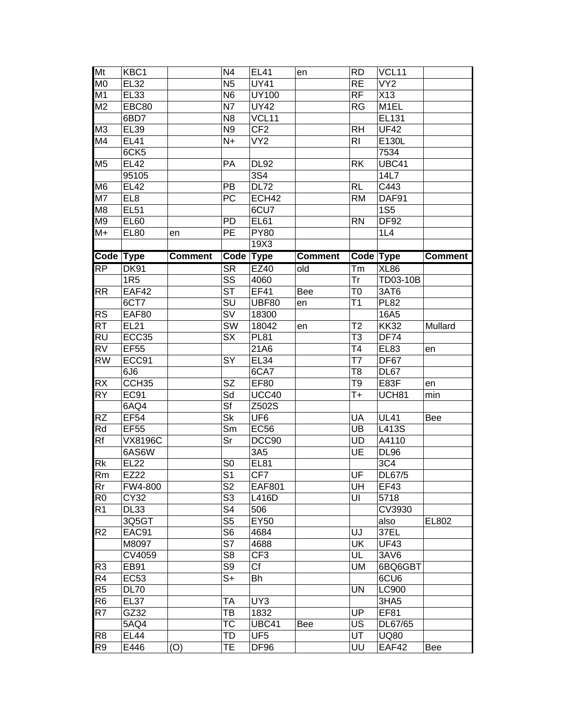| | | | | | | | | |
|---|---|---|---|---|---|---|---|---|
| Mt | KBC1 | | N4 | EL41 | en | RD | VCL11 | |
| M0 | EL32 | | N5 | UY41 | | RE | VY2 | |
| M1 | EL33 | | N6 | UY100 | | RF | X13 | |
| M2 | EBC80 | | N7 | UY42 | | RG | M1EL | |
| | 6BD7 | | N8 | VCL11 | | | EL131 | |
| M3 | EL39 | | N9 | CF2 | | RH | UF42 | |
| M4 | EL41 | | N+ | VY2 | | RI | E130L | |
| | 6CK5 | | | | | | 7534 | |
| M5 | EL42 | | PA | DL92 | | RK | UBC41 | |
| | 95105 | | | 3S4 | | | 14L7 | |
| M6 | EL42 | | PB | DL72 | | RL | C443 | |
| M7 | EL8 | | PC | ECH42 | | RM | DAF91 | |
| M8 | EL51 | | | 6CU7 | | | 1S5 | |
| M9 | EL60 | | PD | EL61 | | RN | DF92 | |
| M+ | EL80 | en | PE | PY80 | | | 1L4 | |
| | | | | 19X3 | | | | |

| Code | Type | Comment | Code | Type | Comment | Code | Type | Comment |
|---|---|---|---|---|---|---|---|---|
| RP | DK91 | | SR | EZ40 | old | Tm | XL86 | |
| | 1R5 | | SS | 4060 | | Tr | TD03-10B | |
| RR | EAF42 | | ST | EF41 | Bee | T0 | 3AT6 | |
| | 6CT7 | | SU | UBF80 | en | T1 | PL82 | |
| RS | EAF80 | | SV | 18300 | | | 16A5 | |
| RT | EL21 | | SW | 18042 | en | T2 | KK32 | Mullard |
| RU | ECC35 | | SX | PL81 | | T3 | DF74 | |
| RV | EF55 | | | 21A6 | | T4 | EL83 | en |
| RW | ECC91 | | SY | EL34 | | T7 | DF67 | |
| | 6J6 | | | 6CA7 | | T8 | DL67 | |
| RX | CCH35 | | SZ | EF80 | | T9 | E83F | en |
| RY | EC91 | | Sd | UCC40 | | T+ | UCH81 | min |
| | 6AQ4 | | Sf | Z502S | | | | |
| RZ | EF54 | | Sk | UF6 | | UA | UL41 | Bee |
| Rd | EF55 | | Sm | EC56 | | UB | L413S | |
| Rf | VX8196C | | Sr | DCC90 | | UD | A4110 | |
| | 6AS6W | | | 3A5 | | UE | DL96 | |
| Rk | EL22 | | S0 | EL81 | | | 3C4 | |
| Rm | EZ22 | | S1 | CF7 | | UF | DL67/5 | |
| Rr | FW4-800 | | S2 | EAF801 | | UH | EF43 | |
| R0 | CY32 | | S3 | L416D | | UI | 5718 | |
| R1 | DL33 | | S4 | 506 | | | CV3930 | |
| | 3Q5GT | | S5 | EY50 | | | also | EL802 |
| R2 | EAC91 | | S6 | 4684 | | UJ | 37EL | |
| | M8097 | | S7 | 4688 | | UK | UF43 | |
| | CV4059 | | S8 | CF3 | | UL | 3AV6 | |
| R3 | EB91 | | S9 | Cf | | UM | 6BQ6GBT | |
| R4 | EC53 | | S+ | Bh | | | 6CU6 | |
| R5 | DL70 | | | | | UN | LC900 | |
| R6 | EL37 | | TA | UY3 | | | 3HA5 | |
| R7 | GZ32 | | TB | 1832 | | UP | EF81 | |
| | 5AQ4 | | TC | UBC41 | Bee | US | DL67/65 | |
| R8 | EL44 | | TD | UF5 | | UT | UQ80 | |
| R9 | E446 | (O) | TE | DF96 | | UU | EAF42 | Bee |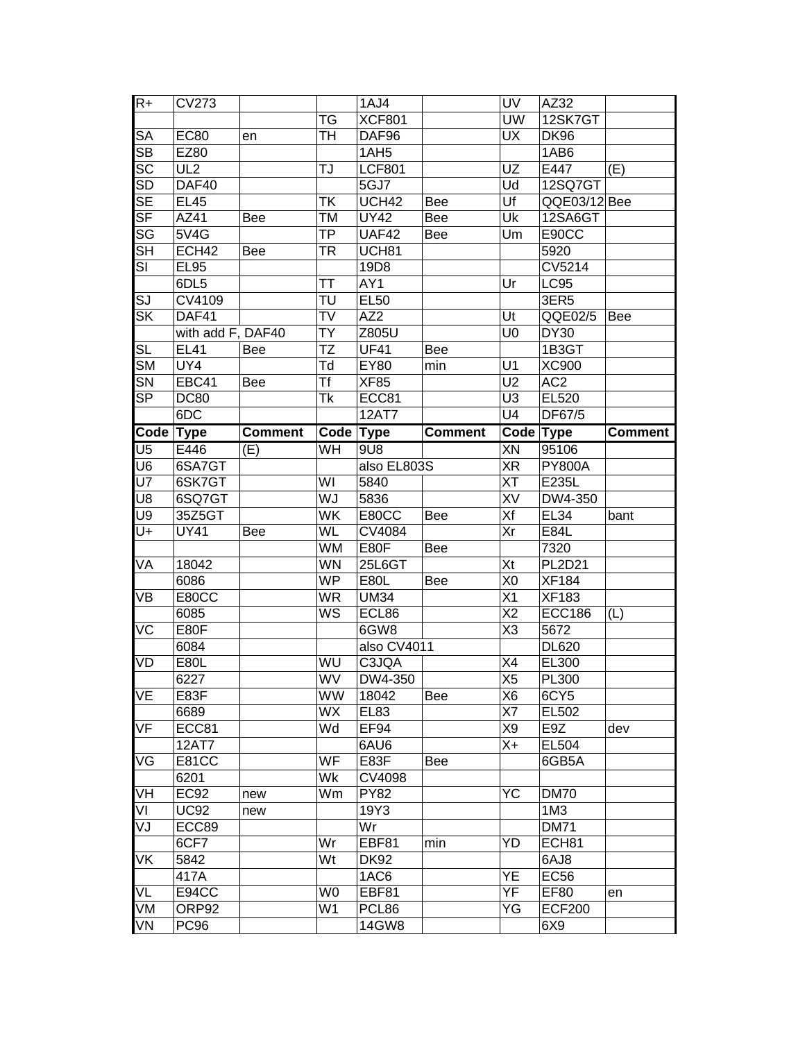| | | | | | | | | |
|---|---|---|---|---|---|---|---|---|
| R+ | CV273 | | | 1AJ4 | | UV | AZ32 | |
| | | | TG | XCF801 | | UW | 12SK7GT | |
| SA | EC80 | en | TH | DAF96 | | UX | DK96 | |
| SB | EZ80 | | | 1AH5 | | | 1AB6 | |
| SC | UL2 | | TJ | LCF801 | | UZ | E447 | (E) |
| SD | DAF40 | | | 5GJ7 | | Ud | 12SQ7GT | |
| SE | EL45 | | TK | UCH42 | Bee | Uf | QQE03/12 | Bee |
| SF | AZ41 | Bee | TM | UY42 | Bee | Uk | 12SA6GT | |
| SG | 5V4G | | TP | UAF42 | Bee | Um | E90CC | |
| SH | ECH42 | Bee | TR | UCH81 | | | 5920 | |
| SI | EL95 | | | 19D8 | | | CV5214 | |
| | 6DL5 | | TT | AY1 | | Ur | LC95 | |
| SJ | CV4109 | | TU | EL50 | | | 3ER5 | |
| SK | DAF41 | | TV | AZ2 | | Ut | QQE02/5 | Bee |
| | with add F, DAF40 | | TY | Z805U | | U0 | DY30 | |
| SL | EL41 | Bee | TZ | UF41 | Bee | | 1B3GT | |
| SM | UY4 | | Td | EY80 | min | U1 | XC900 | |
| SN | EBC41 | Bee | Tf | XF85 | | U2 | AC2 | |
| SP | DC80 | | Tk | ECC81 | | U3 | EL520 | |
| | 6DC | | | 12AT7 | | U4 | DF67/5 | |

| Code | Type | Comment | Code | Type | Comment | Code | Type | Comment |
|---|---|---|---|---|---|---|---|---|
| U5 | E446 | (E) | WH | 9U8 | | XN | 95106 | |
| U6 | 6SA7GT | | | also EL803S | | XR | PY800A | |
| U7 | 6SK7GT | | WI | 5840 | | XT | E235L | |
| U8 | 6SQ7GT | | WJ | 5836 | | XV | DW4-350 | |
| U9 | 35Z5GT | | WK | E80CC | Bee | Xf | EL34 | bant |
| U+ | UY41 | Bee | WL | CV4084 | | Xr | E84L | |
| | | | WM | E80F | Bee | | 7320 | |
| VA | 18042 | | WN | 25L6GT | | Xt | PL2D21 | |
| | 6086 | | WP | E80L | Bee | X0 | XF184 | |
| VB | E80CC | | WR | UM34 | | X1 | XF183 | |
| | 6085 | | WS | ECL86 | | X2 | ECC186 | (L) |
| VC | E80F | | | 6GW8 | | X3 | 5672 | |
| | 6084 | | | also CV4011 | | | DL620 | |
| VD | E80L | | WU | C3JQA | | X4 | EL300 | |
| | 6227 | | WV | DW4-350 | | X5 | PL300 | |
| VE | E83F | | WW | 18042 | Bee | X6 | 6CY5 | |
| | 6689 | | WX | EL83 | | X7 | EL502 | |
| VF | ECC81 | | Wd | EF94 | | X9 | E9Z | dev |
| | 12AT7 | | | 6AU6 | | X+ | EL504 | |
| VG | E81CC | | WF | E83F | Bee | | 6GB5A | |
| | 6201 | | Wk | CV4098 | | | | |
| VH | EC92 | new | Wm | PY82 | | YC | DM70 | |
| VI | UC92 | new | | 19Y3 | | | 1M3 | |
| VJ | ECC89 | | | Wr | | | DM71 | |
| | 6CF7 | | Wr | EBF81 | min | YD | ECH81 | |
| VK | 5842 | | Wt | DK92 | | | 6AJ8 | |
| | 417A | | | 1AC6 | | YE | EC56 | |
| VL | E94CC | | W0 | EBF81 | | YF | EF80 | en |
| VM | ORP92 | | W1 | PCL86 | | YG | ECF200 | |
| VN | PC96 | | | 14GW8 | | | 6X9 | |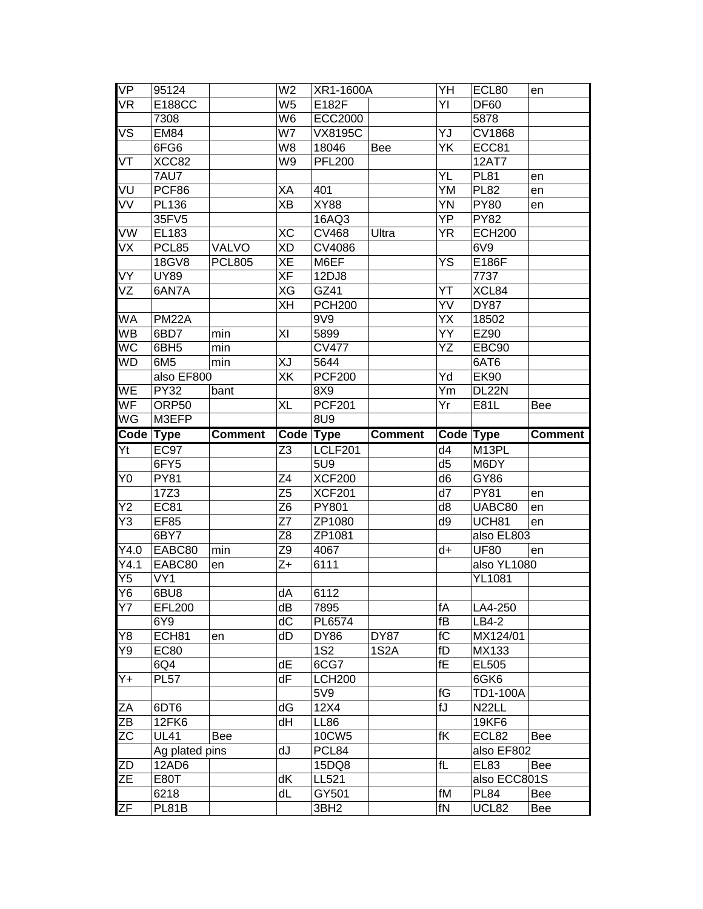| | | | | | | | | |
|---|---|---|---|---|---|---|---|---|
| VP | 95124 | | W2 | XR1-1600A | | YH | ECL80 | en |
| VR | E188CC | | W5 | E182F | | YI | DF60 | |
| | 7308 | | W6 | ECC2000 | | | 5878 | |
| VS | EM84 | | W7 | VX8195C | | YJ | CV1868 | |
| | 6FG6 | | W8 | 18046 | Bee | YK | ECC81 | |
| VT | XCC82 | | W9 | PFL200 | | | 12AT7 | |
| | 7AU7 | | | | | YL | PL81 | en |
| VU | PCF86 | | XA | 401 | | YM | PL82 | en |
| VV | PL136 | | XB | XY88 | | YN | PY80 | en |
| | 35FV5 | | | 16AQ3 | | YP | PY82 | |
| VW | EL183 | | XC | CV468 | Ultra | YR | ECH200 | |
| VX | PCL85 | VALVO | XD | CV4086 | | | 6V9 | |
| | 18GV8 | PCL805 | XE | M6EF | | YS | E186F | |
| VY | UY89 | | XF | 12DJ8 | | | 7737 | |
| VZ | 6AN7A | | XG | GZ41 | | YT | XCL84 | |
| | | | XH | PCH200 | | YV | DY87 | |
| WA | PM22A | | | 9V9 | | YX | 18502 | |
| WB | 6BD7 | min | XI | 5899 | | YY | EZ90 | |
| WC | 6BH5 | min | | CV477 | | YZ | EBC90 | |
| WD | 6M5 | min | XJ | 5644 | | | 6AT6 | |
| | also EF800 | | XK | PCF200 | | Yd | EK90 | |
| WE | PY32 | bant | | 8X9 | | Ym | DL22N | |
| WF | ORP50 | | XL | PCF201 | | Yr | E81L | Bee |
| WG | M3EFP | | | 8U9 | | | | |
| **Code** | **Type** | **Comment** | **Code** | **Type** | **Comment** | **Code** | **Type** | **Comment** |
| Yt | EC97 | | Z3 | LCLF201 | | d4 | M13PL | |
| | 6FY5 | | | 5U9 | | d5 | M6DY | |
| Y0 | PY81 | | Z4 | XCF200 | | d6 | GY86 | |
| | 17Z3 | | Z5 | XCF201 | | d7 | PY81 | en |
| Y2 | EC81 | | Z6 | PY801 | | d8 | UABC80 | en |
| Y3 | EF85 | | Z7 | ZP1080 | | d9 | UCH81 | en |
| | 6BY7 | | Z8 | ZP1081 | | | also EL803 | |
| Y4.0 | EABC80 | min | Z9 | 4067 | | d+ | UF80 | en |
| Y4.1 | EABC80 | en | Z+ | 6111 | | | also YL1080 | |
| Y5 | VY1 | | | | | | YL1081 | |
| Y6 | 6BU8 | | dA | 6112 | | | | |
| Y7 | EFL200 | | dB | 7895 | | fA | LA4-250 | |
| | 6Y9 | | dC | PL6574 | | fB | LB4-2 | |
| Y8 | ECH81 | en | dD | DY86 | DY87 | fC | MX124/01 | |
| Y9 | EC80 | | | 1S2 | 1S2A | fD | MX133 | |
| | 6Q4 | | dE | 6CG7 | | fE | EL505 | |
| Y+ | PL57 | | dF | LCH200 | | | 6GK6 | |
| | | | | 5V9 | | fG | TD1-100A | |
| ZA | 6DT6 | | dG | 12X4 | | fJ | N22LL | |
| ZB | 12FK6 | | dH | LL86 | | | 19KF6 | |
| ZC | UL41 | Bee | | 10CW5 | | fK | ECL82 | Bee |
| | Ag plated pins | | dJ | PCL84 | | | also EF802 | |
| ZD | 12AD6 | | | 15DQ8 | | fL | EL83 | Bee |
| ZE | E80T | | dK | LL521 | | | also ECC801S | |
| | 6218 | | dL | GY501 | | fM | PL84 | Bee |
| ZF | PL81B | | | 3BH2 | | fN | UCL82 | Bee |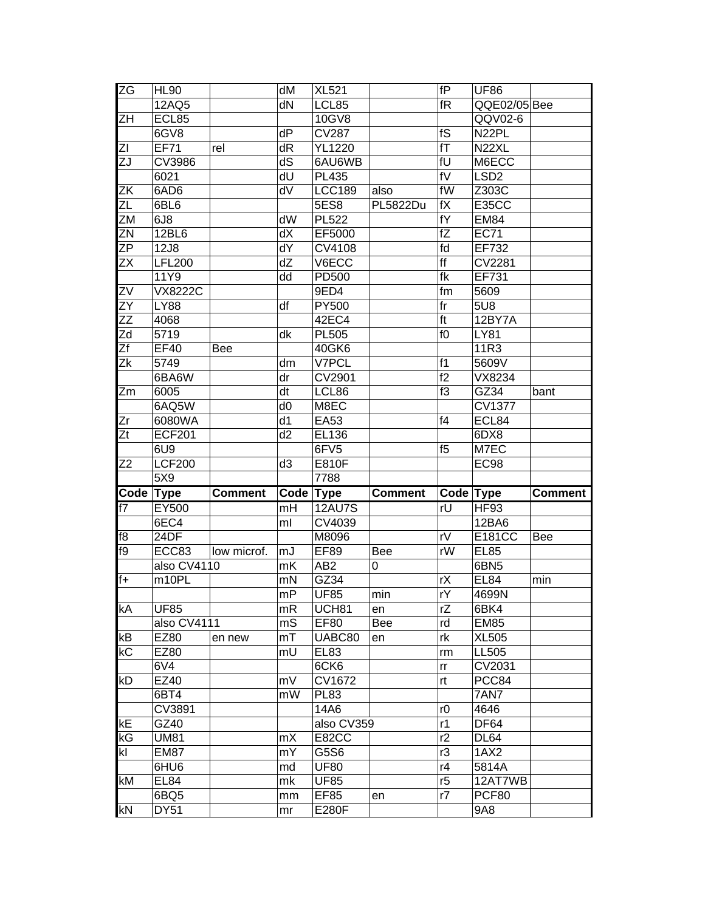| | | | | | | | | |
|---|---|---|---|---|---|---|---|---|
| ZG | HL90 | | dM | XL521 | | fP | UF86 | |
| | 12AQ5 | | dN | LCL85 | | fR | QQE02/05 | Bee |
| ZH | ECL85 | | | 10GV8 | | | QQV02-6 | |
| | 6GV8 | | dP | CV287 | | fS | N22PL | |
| ZI | EF71 | rel | dR | YL1220 | | fT | N22XL | |
| ZJ | CV3986 | | dS | 6AU6WB | | fU | M6ECC | |
| | 6021 | | dU | PL435 | | fV | LSD2 | |
| ZK | 6AD6 | | dV | LCC189 | also | fW | Z303C | |
| ZL | 6BL6 | | | 5ES8 | PL5822Du | fX | E35CC | |
| ZM | 6J8 | | dW | PL522 | | fY | EM84 | |
| ZN | 12BL6 | | dX | EF5000 | | fZ | EC71 | |
| ZP | 12J8 | | dY | CV4108 | | fd | EF732 | |
| ZX | LFL200 | | dZ | V6ECC | | ff | CV2281 | |
| | 11Y9 | | dd | PD500 | | fk | EF731 | |
| ZV | VX8222C | | | 9ED4 | | fm | 5609 | |
| ZY | LY88 | | df | PY500 | | fr | 5U8 | |
| ZZ | 4068 | | | 42EC4 | | ft | 12BY7A | |
| Zd | 5719 | | dk | PL505 | | f0 | LY81 | |
| Zf | EF40 | Bee | | 40GK6 | | | 11R3 | |
| Zk | 5749 | | dm | V7PCL | | f1 | 5609V | |
| | 6BA6W | | dr | CV2901 | | f2 | VX8234 | |
| Zm | 6005 | | dt | LCL86 | | f3 | GZ34 | bant |
| | 6AQ5W | | d0 | M8EC | | | CV1377 | |
| Zr | 6080WA | | d1 | EA53 | | f4 | ECL84 | |
| Zt | ECF201 | | d2 | EL136 | | | 6DX8 | |
| | 6U9 | | | 6FV5 | | f5 | M7EC | |
| Z2 | LCF200 | | d3 | E810F | | | EC98 | |
| | 5X9 | | | 7788 | | | | |

| Code | Type | Comment | Code | Type | Comment | Code | Type | Comment |
|---|---|---|---|---|---|---|---|---|
| f7 | EY500 | | mH | 12AU7S | | rU | HF93 | |
| | 6EC4 | | mI | CV4039 | | | 12BA6 | |
| f8 | 24DF | | | M8096 | | rV | E181CC | Bee |
| f9 | ECC83 | low microf. | mJ | EF89 | Bee | rW | EL85 | |
| | also CV4110 | | mK | AB2 | 0 | | 6BN5 | |
| f+ | m10PL | | mN | GZ34 | | rX | EL84 | min |
| | | | mP | UF85 | min | rY | 4699N | |
| kA | UF85 | | mR | UCH81 | en | rZ | 6BK4 | |
| | also CV4111 | | mS | EF80 | Bee | rd | EM85 | |
| kB | EZ80 | en new | mT | UABC80 | en | rk | XL505 | |
| kC | EZ80 | | mU | EL83 | | rm | LL505 | |
| | 6V4 | | | 6CK6 | | rr | CV2031 | |
| kD | EZ40 | | mV | CV1672 | | rt | PCC84 | |
| | 6BT4 | | mW | PL83 | | | 7AN7 | |
| | CV3891 | | | 14A6 | | r0 | 4646 | |
| kE | GZ40 | | | also CV359 | | r1 | DF64 | |
| kG | UM81 | | mX | E82CC | | r2 | DL64 | |
| kI | EM87 | | mY | G5S6 | | r3 | 1AX2 | |
| | 6HU6 | | md | UF80 | | r4 | 5814A | |
| kM | EL84 | | mk | UF85 | | r5 | 12AT7WB | |
| | 6BQ5 | | mm | EF85 | en | r7 | PCF80 | |
| kN | DY51 | | mr | E280F | | | 9A8 | |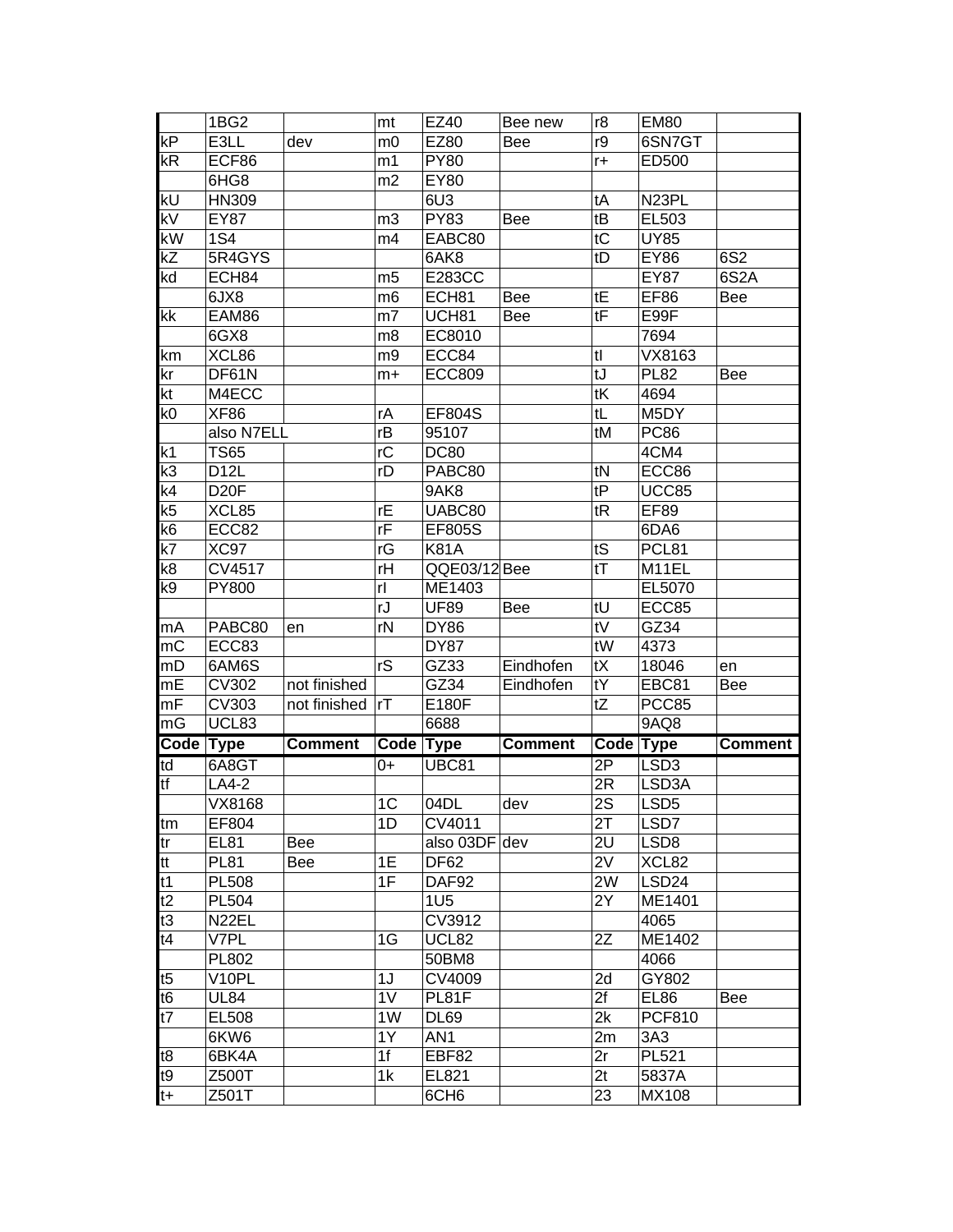| | | | | | | | | |
|---|---|---|---|---|---|---|---|---|
| | 1BG2 | | mt | EZ40 | Bee new | r8 | EM80 | |
| kP | E3LL | dev | m0 | EZ80 | Bee | r9 | 6SN7GT | |
| kR | ECF86 | | m1 | PY80 | | r+ | ED500 | |
| | 6HG8 | | m2 | EY80 | | | | |
| kU | HN309 | | | 6U3 | | tA | N23PL | |
| kV | EY87 | | m3 | PY83 | Bee | tB | EL503 | |
| kW | 1S4 | | m4 | EABC80 | | tC | UY85 | |
| kZ | 5R4GYS | | | 6AK8 | | tD | EY86 | 6S2 |
| kd | ECH84 | | m5 | E283CC | | | EY87 | 6S2A |
| | 6JX8 | | m6 | ECH81 | Bee | tE | EF86 | Bee |
| kk | EAM86 | | m7 | UCH81 | Bee | tF | E99F | |
| | 6GX8 | | m8 | EC8010 | | | 7694 | |
| km | XCL86 | | m9 | ECC84 | | tI | VX8163 | |
| kr | DF61N | | m+ | ECC809 | | tJ | PL82 | Bee |
| kt | M4ECC | | | | | tK | 4694 | |
| k0 | XF86 | | rA | EF804S | | tL | M5DY | |
| | also N7ELL | | rB | 95107 | | tM | PC86 | |
| k1 | TS65 | | rC | DC80 | | | 4CM4 | |
| k3 | D12L | | rD | PABC80 | | tN | ECC86 | |
| k4 | D20F | | | 9AK8 | | tP | UCC85 | |
| k5 | XCL85 | | rE | UABC80 | | tR | EF89 | |
| k6 | ECC82 | | rF | EF805S | | | 6DA6 | |
| k7 | XC97 | | rG | K81A | | tS | PCL81 | |
| k8 | CV4517 | | rH | QQE03/12 | Bee | tT | M11EL | |
| k9 | PY800 | | rI | ME1403 | | | EL5070 | |
| | | | rJ | UF89 | Bee | tU | ECC85 | |
| mA | PABC80 | en | rN | DY86 | | tV | GZ34 | |
| mC | ECC83 | | | DY87 | | tW | 4373 | |
| mD | 6AM6S | | rS | GZ33 | Eindhofen | tX | 18046 | en |
| mE | CV302 | not finished | | GZ34 | Eindhofen | tY | EBC81 | Bee |
| mF | CV303 | not finished | rT | E180F | | tZ | PCC85 | |
| mG | UCL83 | | | 6688 | | | 9AQ8 | |

| Code | Type | Comment | Code | Type | Comment | Code | Type | Comment |
|---|---|---|---|---|---|---|---|---|
| td | 6A8GT | | 0+ | UBC81 | | 2P | LSD3 | |
| tf | LA4-2 | | | | | 2R | LSD3A | |
| | VX8168 | | 1C | 04DL | dev | 2S | LSD5 | |
| tm | EF804 | | 1D | CV4011 | | 2T | LSD7 | |
| tr | EL81 | Bee | | also 03DF | dev | 2U | LSD8 | |
| tt | PL81 | Bee | 1E | DF62 | | 2V | XCL82 | |
| t1 | PL508 | | 1F | DAF92 | | 2W | LSD24 | |
| t2 | PL504 | | | 1U5 | | 2Y | ME1401 | |
| t3 | N22EL | | | CV3912 | | | 4065 | |
| t4 | V7PL | | 1G | UCL82 | | 2Z | ME1402 | |
| | PL802 | | | 50BM8 | | | 4066 | |
| t5 | V10PL | | 1J | CV4009 | | 2d | GY802 | |
| t6 | UL84 | | 1V | PL81F | | 2f | EL86 | Bee |
| t7 | EL508 | | 1W | DL69 | | 2k | PCF810 | |
| | 6KW6 | | 1Y | AN1 | | 2m | 3A3 | |
| t8 | 6BK4A | | 1f | EBF82 | | 2r | PL521 | |
| t9 | Z500T | | 1k | EL821 | | 2t | 5837A | |
| t+ | Z501T | | | 6CH6 | | 23 | MX108 | |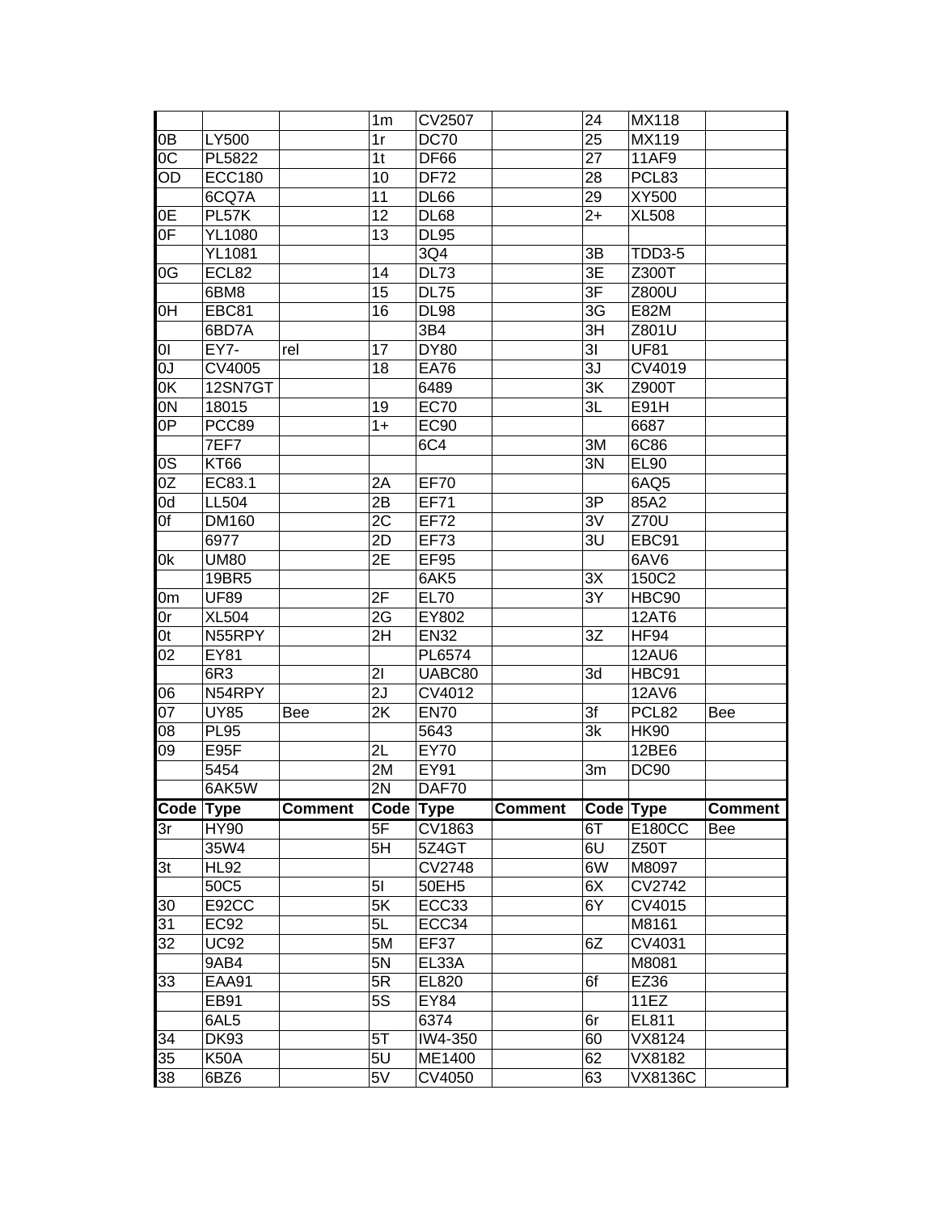| | | | | | | | | |
|---|---|---|---|---|---|---|---|---|
| | | | 1m | CV2507 | | 24 | MX118 | |
| 0B | LY500 | | 1r | DC70 | | 25 | MX119 | |
| 0C | PL5822 | | 1t | DF66 | | 27 | 11AF9 | |
| OD | ECC180 | | 10 | DF72 | | 28 | PCL83 | |
| | 6CQ7A | | 11 | DL66 | | 29 | XY500 | |
| 0E | PL57K | | 12 | DL68 | | 2+ | XL508 | |
| 0F | YL1080 | | 13 | DL95 | | | | |
| | YL1081 | | | 3Q4 | | 3B | TDD3-5 | |
| 0G | ECL82 | | 14 | DL73 | | 3E | Z300T | |
| | 6BM8 | | 15 | DL75 | | 3F | Z800U | |
| 0H | EBC81 | | 16 | DL98 | | 3G | E82M | |
| | 6BD7A | | | 3B4 | | 3H | Z801U | |
| 0I | EY7- | rel | 17 | DY80 | | 3I | UF81 | |
| 0J | CV4005 | | 18 | EA76 | | 3J | CV4019 | |
| 0K | 12SN7GT | | | 6489 | | 3K | Z900T | |
| 0N | 18015 | | 19 | EC70 | | 3L | E91H | |
| 0P | PCC89 | | 1+ | EC90 | | | 6687 | |
| | 7EF7 | | | 6C4 | | 3M | 6C86 | |
| 0S | KT66 | | | | | 3N | EL90 | |
| 0Z | EC83.1 | | 2A | EF70 | | | 6AQ5 | |
| 0d | LL504 | | 2B | EF71 | | 3P | 85A2 | |
| 0f | DM160 | | 2C | EF72 | | 3V | Z70U | |
| | 6977 | | 2D | EF73 | | 3U | EBC91 | |
| 0k | UM80 | | 2E | EF95 | | | 6AV6 | |
| | 19BR5 | | | 6AK5 | | 3X | 150C2 | |
| 0m | UF89 | | 2F | EL70 | | 3Y | HBC90 | |
| 0r | XL504 | | 2G | EY802 | | | 12AT6 | |
| 0t | N55RPY | | 2H | EN32 | | 3Z | HF94 | |
| 02 | EY81 | | | PL6574 | | | 12AU6 | |
| | 6R3 | | 2I | UABC80 | | 3d | HBC91 | |
| 06 | N54RPY | | 2J | CV4012 | | | 12AV6 | |
| 07 | UY85 | Bee | 2K | EN70 | | 3f | PCL82 | Bee |
| 08 | PL95 | | | 5643 | | 3k | HK90 | |
| 09 | E95F | | 2L | EY70 | | | 12BE6 | |
| | 5454 | | 2M | EY91 | | 3m | DC90 | |
| | 6AK5W | | 2N | DAF70 | | | | |

| Code | Type | Comment | Code | Type | Comment | Code | Type | Comment |
|---|---|---|---|---|---|---|---|---|
| 3r | HY90 | | 5F | CV1863 | | 6T | E180CC | Bee |
| | 35W4 | | 5H | 5Z4GT | | 6U | Z50T | |
| 3t | HL92 | | | CV2748 | | 6W | M8097 | |
| | 50C5 | | 5I | 50EH5 | | 6X | CV2742 | |
| 30 | E92CC | | 5K | ECC33 | | 6Y | CV4015 | |
| 31 | EC92 | | 5L | ECC34 | | | M8161 | |
| 32 | UC92 | | 5M | EF37 | | 6Z | CV4031 | |
| | 9AB4 | | 5N | EL33A | | | M8081 | |
| 33 | EAA91 | | 5R | EL820 | | 6f | EZ36 | |
| | EB91 | | 5S | EY84 | | | 11EZ | |
| | 6AL5 | | | 6374 | | 6r | EL811 | |
| 34 | DK93 | | 5T | IW4-350 | | 60 | VX8124 | |
| 35 | K50A | | 5U | ME1400 | | 62 | VX8182 | |
| 38 | 6BZ6 | | 5V | CV4050 | | 63 | VX8136C | |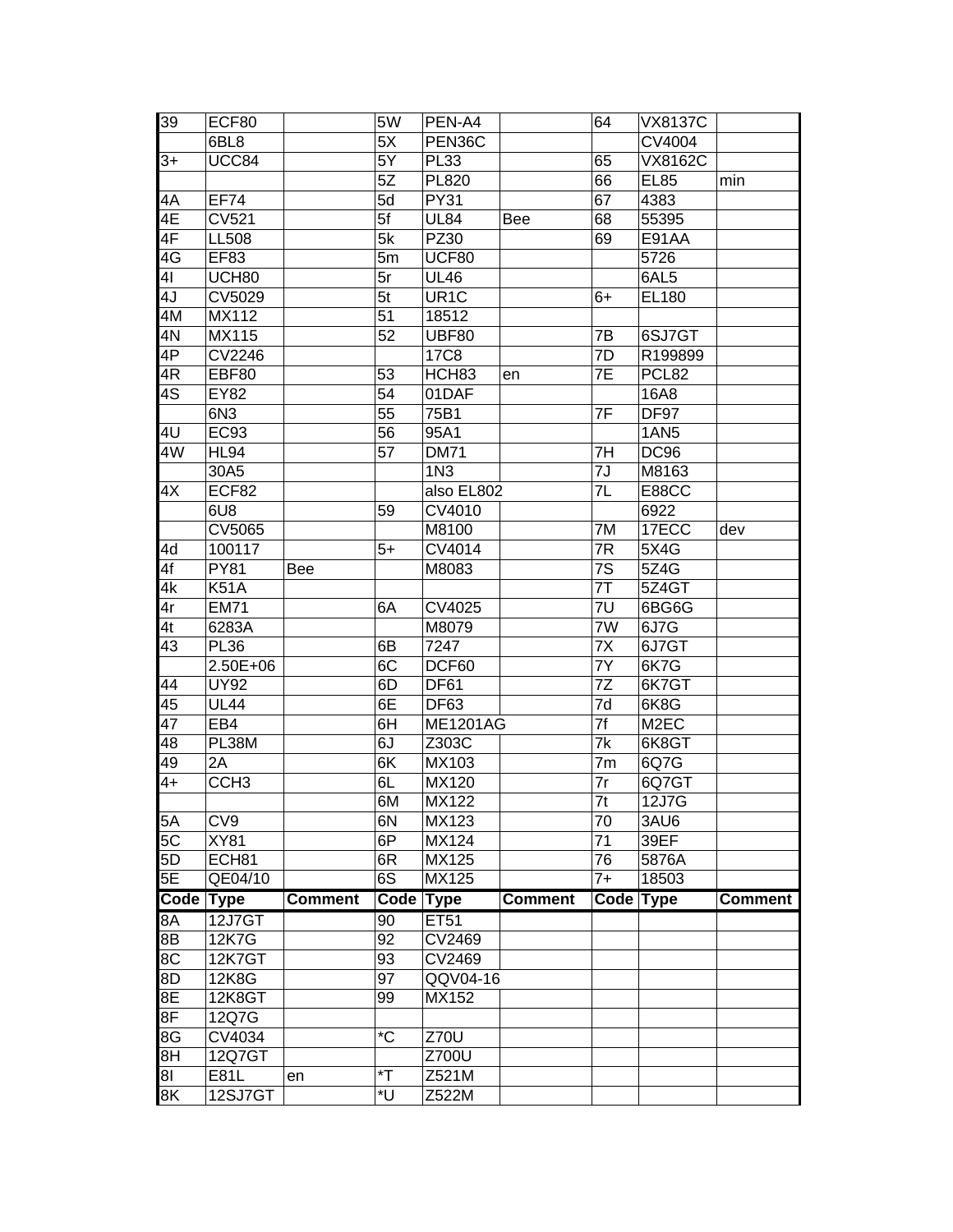| | | | | | | | | |
|---|---|---|---|---|---|---|---|---|
| 39 | ECF80 | | 5W | PEN-A4 | | 64 | VX8137C | |
| | 6BL8 | | 5X | PEN36C | | | CV4004 | |
| 3+ | UCC84 | | 5Y | PL33 | | 65 | VX8162C | |
| | | | 5Z | PL820 | | 66 | EL85 | min |
| 4A | EF74 | | 5d | PY31 | | 67 | 4383 | |
| 4E | CV521 | | 5f | UL84 | Bee | 68 | 55395 | |
| 4F | LL508 | | 5k | PZ30 | | 69 | E91AA | |
| 4G | EF83 | | 5m | UCF80 | | | 5726 | |
| 4I | UCH80 | | 5r | UL46 | | | 6AL5 | |
| 4J | CV5029 | | 5t | UR1C | | 6+ | EL180 | |
| 4M | MX112 | | 51 | 18512 | | | | |
| 4N | MX115 | | 52 | UBF80 | | 7B | 6SJ7GT | |
| 4P | CV2246 | | | 17C8 | | 7D | R199899 | |
| 4R | EBF80 | | 53 | HCH83 | en | 7E | PCL82 | |
| 4S | EY82 | | 54 | 01DAF | | | 16A8 | |
| | 6N3 | | 55 | 75B1 | | 7F | DF97 | |
| 4U | EC93 | | 56 | 95A1 | | | 1AN5 | |
| 4W | HL94 | | 57 | DM71 | | 7H | DC96 | |
| | 30A5 | | | 1N3 | | 7J | M8163 | |
| 4X | ECF82 | | | also EL802 | | 7L | E88CC | |
| | 6U8 | | 59 | CV4010 | | | 6922 | |
| | CV5065 | | | M8100 | | 7M | 17ECC | dev |
| 4d | 100117 | | 5+ | CV4014 | | 7R | 5X4G | |
| 4f | PY81 | Bee | | M8083 | | 7S | 5Z4G | |
| 4k | K51A | | | | | 7T | 5Z4GT | |
| 4r | EM71 | | 6A | CV4025 | | 7U | 6BG6G | |
| 4t | 6283A | | | M8079 | | 7W | 6J7G | |
| 43 | PL36 | | 6B | 7247 | | 7X | 6J7GT | |
| | 2.50E+06 | | 6C | DCF60 | | 7Y | 6K7G | |
| 44 | UY92 | | 6D | DF61 | | 7Z | 6K7GT | |
| 45 | UL44 | | 6E | DF63 | | 7d | 6K8G | |
| 47 | EB4 | | 6H | ME1201AG | | 7f | M2EC | |
| 48 | PL38M | | 6J | Z303C | | 7k | 6K8GT | |
| 49 | 2A | | 6K | MX103 | | 7m | 6Q7G | |
| 4+ | CCH3 | | 6L | MX120 | | 7r | 6Q7GT | |
| | | | 6M | MX122 | | 7t | 12J7G | |
| 5A | CV9 | | 6N | MX123 | | 70 | 3AU6 | |
| 5C | XY81 | | 6P | MX124 | | 71 | 39EF | |
| 5D | ECH81 | | 6R | MX125 | | 76 | 5876A | |
| 5E | QE04/10 | | 6S | MX125 | | 7+ | 18503 | |

| Code | Type | Comment | Code | Type | Comment | Code | Type | Comment |
|---|---|---|---|---|---|---|---|---|
| 8A | 12J7GT | | 90 | ET51 | | | | |
| 8B | 12K7G | | 92 | CV2469 | | | | |
| 8C | 12K7GT | | 93 | CV2469 | | | | |
| 8D | 12K8G | | 97 | QQV04-16 | | | | |
| 8E | 12K8GT | | 99 | MX152 | | | | |
| 8F | 12Q7G | | | | | | | |
| 8G | CV4034 | | *C | Z70U | | | | |
| 8H | 12Q7GT | | | Z700U | | | | |
| 8I | E81L | en | *T | Z521M | | | | |
| 8K | 12SJ7GT | | *U | Z522M | | | | |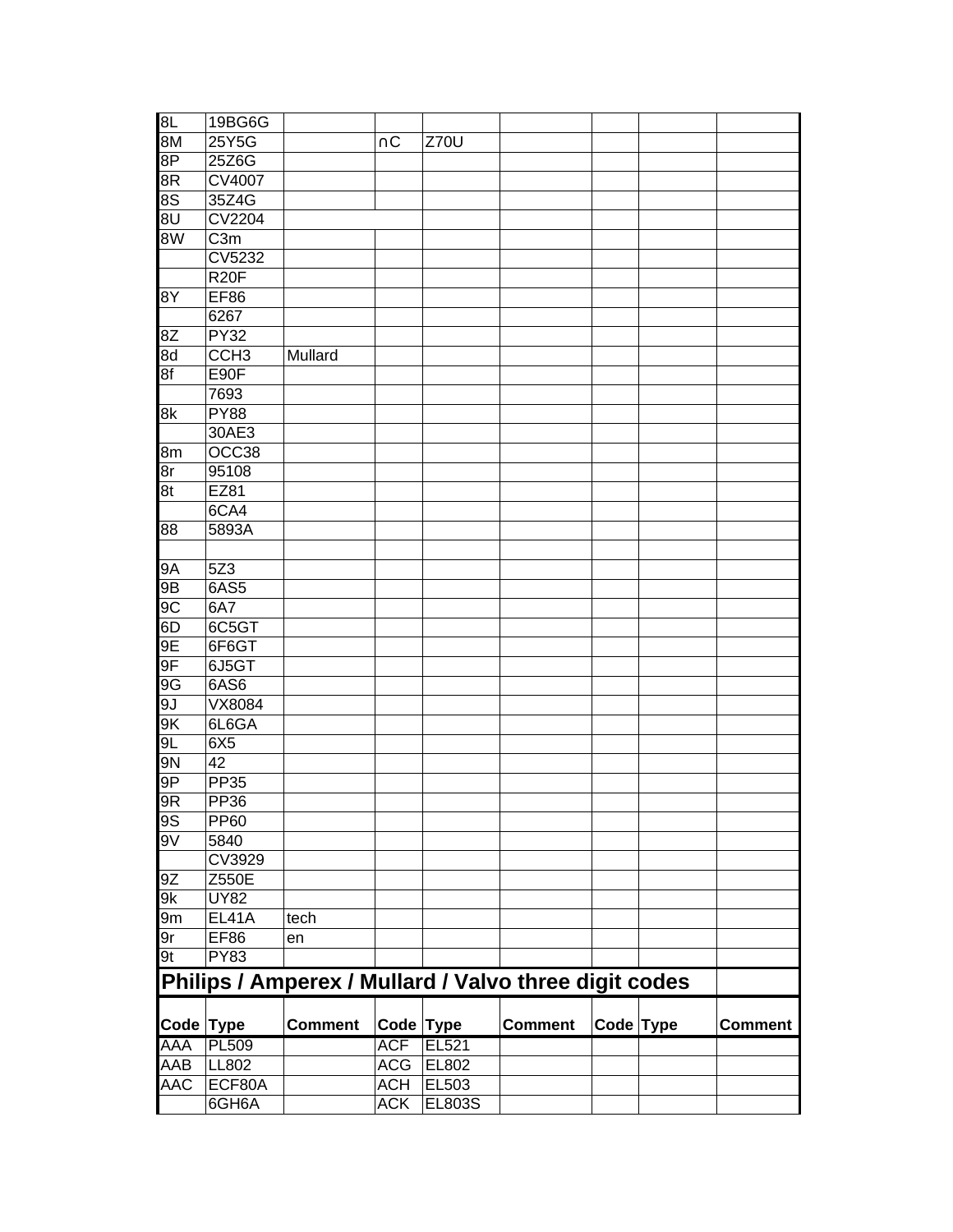| | | | | | | | | |
|---|---|---|---|---|---|---|---|---|
| 8L | 19BG6G | | | | | | | |
| 8M | 25Y5G | | ∩C | Z70U | | | | |
| 8P | 25Z6G | | | | | | | |
| 8R | CV4007 | | | | | | | |
| 8S | 35Z4G | | | | | | | |
| 8U | CV2204 | | | | | | | |
| 8W | C3m | | | | | | | |
| | CV5232 | | | | | | | |
| | R20F | | | | | | | |
| 8Y | EF86 | | | | | | | |
| | 6267 | | | | | | | |
| 8Z | PY32 | | | | | | | |
| 8d | CCH3 | Mullard | | | | | | |
| 8f | E90F | | | | | | | |
| | 7693 | | | | | | | |
| 8k | PY88 | | | | | | | |
| | 30AE3 | | | | | | | |
| 8m | OCC38 | | | | | | | |
| 8r | 95108 | | | | | | | |
| 8t | EZ81 | | | | | | | |
| | 6CA4 | | | | | | | |
| 88 | 5893A | | | | | | | |
| | | | | | | | | |
| 9A | 5Z3 | | | | | | | |
| 9B | 6AS5 | | | | | | | |
| 9C | 6A7 | | | | | | | |
| 6D | 6C5GT | | | | | | | |
| 9E | 6F6GT | | | | | | | |
| 9F | 6J5GT | | | | | | | |
| 9G | 6AS6 | | | | | | | |
| 9J | VX8084 | | | | | | | |
| 9K | 6L6GA | | | | | | | |
| 9L | 6X5 | | | | | | | |
| 9N | 42 | | | | | | | |
| 9P | PP35 | | | | | | | |
| 9R | PP36 | | | | | | | |
| 9S | PP60 | | | | | | | |
| 9V | 5840 | | | | | | | |
| | CV3929 | | | | | | | |
| 9Z | Z550E | | | | | | | |
| 9k | UY82 | | | | | | | |
| 9m | EL41A | tech | | | | | | |
| 9r | EF86 | en | | | | | | |
| 9t | PY83 | | | | | | | |

## Philips / Amperex / Mullard / Valvo three digit codes

| Code | Type | Comment | Code | Type | Comment | Code | Type | Comment |
|---|---|---|---|---|---|---|---|---|
| AAA | PL509 | | ACF | EL521 | | | | |
| AAB | LL802 | | ACG | EL802 | | | | |
| AAC | ECF80A | | ACH | EL503 | | | | |
| | 6GH6A | | ACK | EL803S | | | | |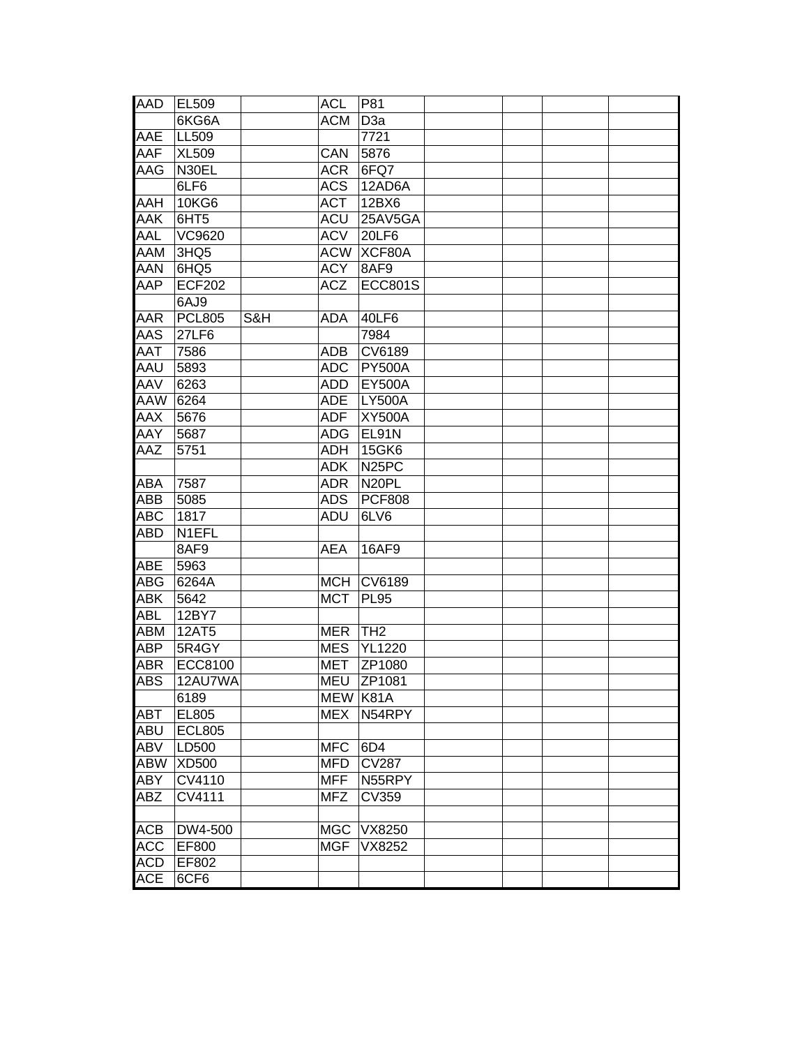| | | | | | | | | |
|---|---|---|---|---|---|---|---|---|
| AAD | EL509 | | ACL | P81 | | | | |
| | 6KG6A | | ACM | D3a | | | | |
| AAE | LL509 | | | 7721 | | | | |
| AAF | XL509 | | CAN | 5876 | | | | |
| AAG | N30EL | | ACR | 6FQ7 | | | | |
| | 6LF6 | | ACS | 12AD6A | | | | |
| AAH | 10KG6 | | ACT | 12BX6 | | | | |
| AAK | 6HT5 | | ACU | 25AV5GA | | | | |
| AAL | VC9620 | | ACV | 20LF6 | | | | |
| AAM | 3HQ5 | | ACW | XCF80A | | | | |
| AAN | 6HQ5 | | ACY | 8AF9 | | | | |
| AAP | ECF202 | | ACZ | ECC801S | | | | |
| | 6AJ9 | | | | | | | |
| AAR | PCL805 | S&H | ADA | 40LF6 | | | | |
| AAS | 27LF6 | | | 7984 | | | | |
| AAT | 7586 | | ADB | CV6189 | | | | |
| AAU | 5893 | | ADC | PY500A | | | | |
| AAV | 6263 | | ADD | EY500A | | | | |
| AAW | 6264 | | ADE | LY500A | | | | |
| AAX | 5676 | | ADF | XY500A | | | | |
| AAY | 5687 | | ADG | EL91N | | | | |
| AAZ | 5751 | | ADH | 15GK6 | | | | |
| | | | ADK | N25PC | | | | |
| ABA | 7587 | | ADR | N20PL | | | | |
| ABB | 5085 | | ADS | PCF808 | | | | |
| ABC | 1817 | | ADU | 6LV6 | | | | |
| ABD | N1EFL | | | | | | | |
| | 8AF9 | | AEA | 16AF9 | | | | |
| ABE | 5963 | | | | | | | |
| ABG | 6264A | | MCH | CV6189 | | | | |
| ABK | 5642 | | MCT | PL95 | | | | |
| ABL | 12BY7 | | | | | | | |
| ABM | 12AT5 | | MER | TH2 | | | | |
| ABP | 5R4GY | | MES | YL1220 | | | | |
| ABR | ECC8100 | | MET | ZP1080 | | | | |
| ABS | 12AU7WA | | MEU | ZP1081 | | | | |
| | 6189 | | MEW | K81A | | | | |
| ABT | EL805 | | MEX | N54RPY | | | | |
| ABU | ECL805 | | | | | | | |
| ABV | LD500 | | MFC | 6D4 | | | | |
| ABW | XD500 | | MFD | CV287 | | | | |
| ABY | CV4110 | | MFF | N55RPY | | | | |
| ABZ | CV4111 | | MFZ | CV359 | | | | |
| | | | | | | | | |
| ACB | DW4-500 | | MGC | VX8250 | | | | |
| ACC | EF800 | | MGF | VX8252 | | | | |
| ACD | EF802 | | | | | | | |
| ACE | 6CF6 | | | | | | | |